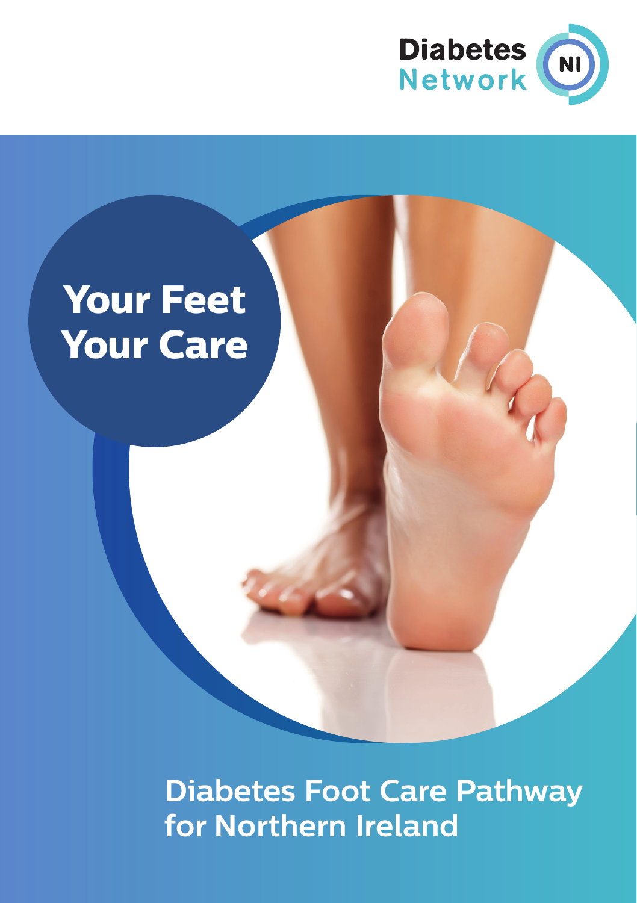Diabetes Network NI

# Your Feet Your Care

## Diabetes Foot Care Pathway for Northern Ireland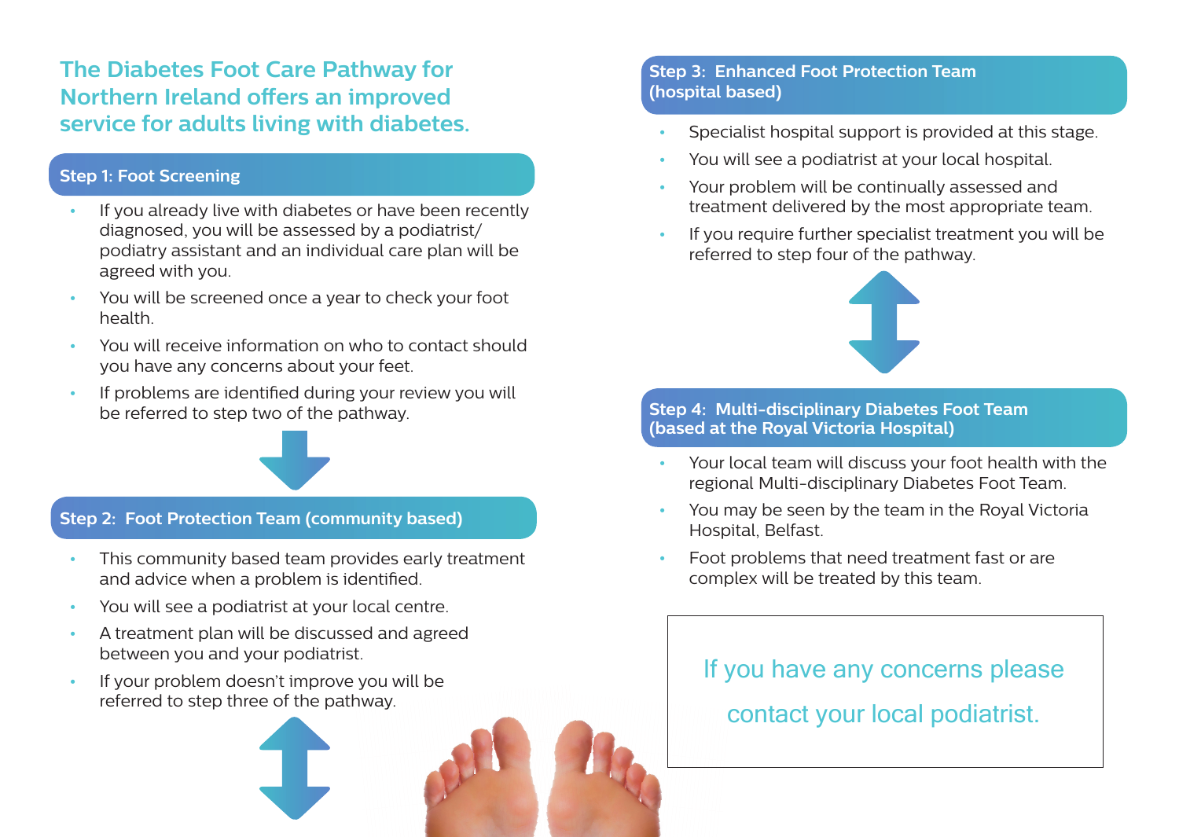## The Diabetes Foot Care Pathway for Northern Ireland offers an improved service for adults living with diabetes.

### Step 1: Foot Screening

- If you already live with diabetes or have been recently diagnosed, you will be assessed by a podiatrist/podiatry assistant and an individual care plan will be agreed with you.
- You will be screened once a year to check your foot health.
- You will receive information on who to contact should you have any concerns about your feet.
- If problems are identified during your review you will be referred to step two of the pathway.

### Step 2: Foot Protection Team (community based)

- This community based team provides early treatment and advice when a problem is identified.
- You will see a podiatrist at your local centre.
- A treatment plan will be discussed and agreed between you and your podiatrist.
- If your problem doesn't improve you will be referred to step three of the pathway.

### Step 3: Enhanced Foot Protection Team (hospital based)

- Specialist hospital support is provided at this stage.
- You will see a podiatrist at your local hospital.
- Your problem will be continually assessed and treatment delivered by the most appropriate team.
- If you require further specialist treatment you will be referred to step four of the pathway.

### Step 4: Multi-disciplinary Diabetes Foot Team (based at the Royal Victoria Hospital)

- Your local team will discuss your foot health with the regional Multi-disciplinary Diabetes Foot Team.
- You may be seen by the team in the Royal Victoria Hospital, Belfast.
- Foot problems that need treatment fast or are complex will be treated by this team.

If you have any concerns please contact your local podiatrist.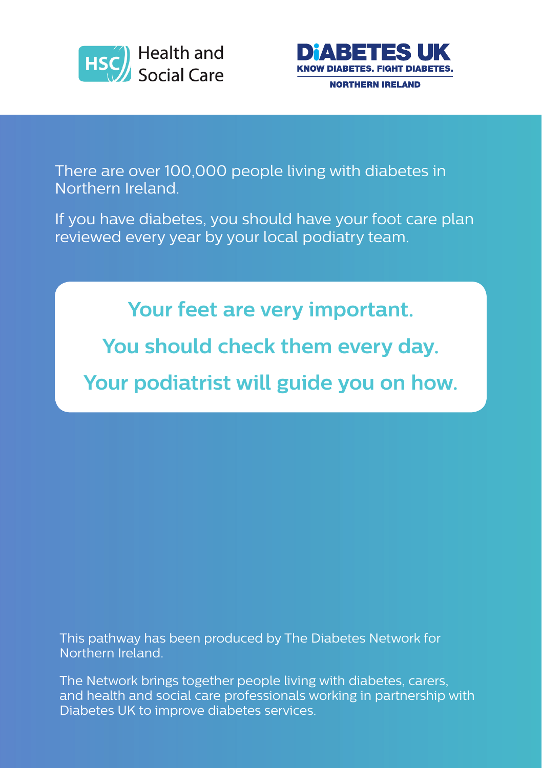Health and Social Care

DIABETES UK
KNOW DIABETES. FIGHT DIABETES.
NORTHERN IRELAND

There are over 100,000 people living with diabetes in Northern Ireland.

If you have diabetes, you should have your foot care plan reviewed every year by your local podiatry team.

**Your feet are very important.**

**You should check them every day.**

**Your podiatrist will guide you on how.**

This pathway has been produced by The Diabetes Network for Northern Ireland.

The Network brings together people living with diabetes, carers, and health and social care professionals working in partnership with Diabetes UK to improve diabetes services.